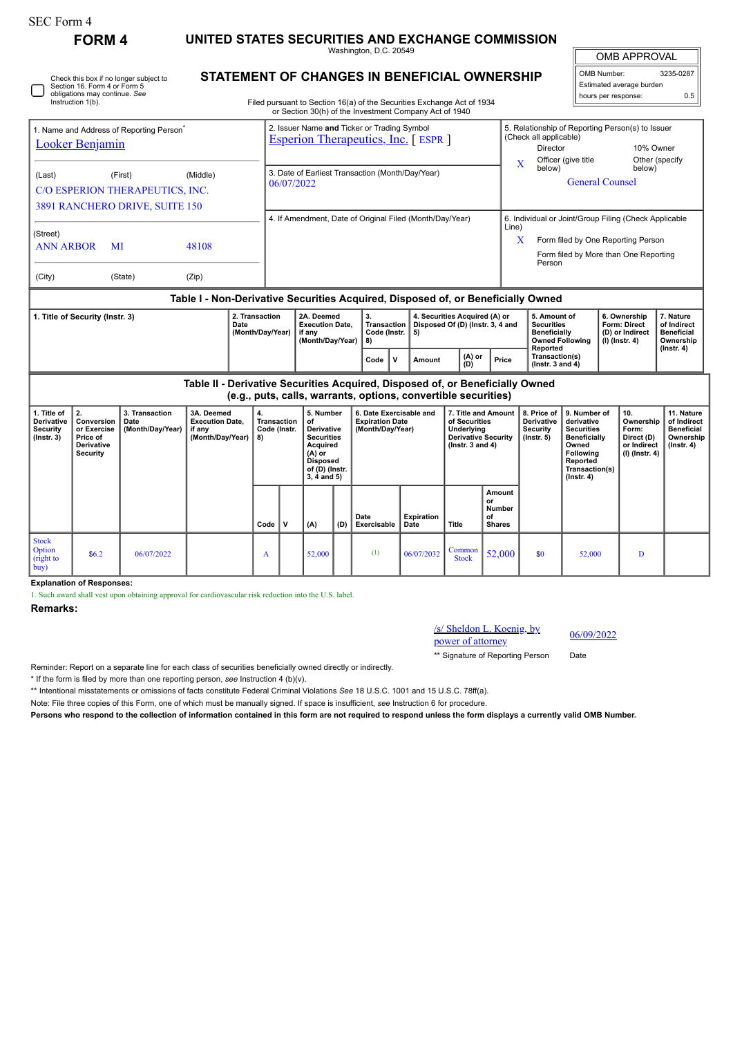SEC Form 4

# FORM 4

## UNITED STATES SECURITIES AND EXCHANGE COMMISSION

Washington, D.C. 20549

## STATEMENT OF CHANGES IN BENEFICIAL OWNERSHIP

Filed pursuant to Section 16(a) of the Securities Exchange Act of 1934 or Section 30(h) of the Investment Company Act of 1940

| OMB APPROVAL | |
|---|---|
| OMB Number: | 3235-0287 |
| Estimated average burden | |
| hours per response: | 0.5 |

☐ Check this box if no longer subject to Section 16. Form 4 or Form 5 obligations may continue. *See* Instruction 1(b).

1. Name and Address of Reporting Person*
Looker Benjamin

(Last) (First) (Middle)
C/O ESPERION THERAPEUTICS, INC.
3891 RANCHERO DRIVE, SUITE 150

(Street)
ANN ARBOR MI 48108

(City) (State) (Zip)

2. Issuer Name **and** Ticker or Trading Symbol
Esperion Therapeutics, Inc. [ ESPR ]

3. Date of Earliest Transaction (Month/Day/Year)
06/07/2022

4. If Amendment, Date of Original Filed (Month/Day/Year)

5. Relationship of Reporting Person(s) to Issuer (Check all applicable)
Director
10% Owner
X Officer (give title below)
Other (specify below)
General Counsel

6. Individual or Joint/Group Filing (Check Applicable Line)
X Form filed by One Reporting Person
Form filed by More than One Reporting Person

### Table I - Non-Derivative Securities Acquired, Disposed of, or Beneficially Owned

| 1. Title of Security (Instr. 3) | 2. Transaction Date (Month/Day/Year) | 2A. Deemed Execution Date, if any (Month/Day/Year) | 3. Transaction Code (Instr. 8) | | 4. Securities Acquired (A) or Disposed Of (D) (Instr. 3, 4 and 5) | | | 5. Amount of Securities Beneficially Owned Following Reported Transaction(s) (Instr. 3 and 4) | 6. Ownership Form: Direct (D) or Indirect (I) (Instr. 4) | 7. Nature of Indirect Beneficial Ownership (Instr. 4) |
|---|---|---|---|---|---|---|---|---|---|---|
| | | | Code | V | Amount | (A) or (D) | Price | | | |

### Table II - Derivative Securities Acquired, Disposed of, or Beneficially Owned (e.g., puts, calls, warrants, options, convertible securities)

| 1. Title of Derivative Security (Instr. 3) | 2. Conversion or Exercise Price of Derivative Security | 3. Transaction Date (Month/Day/Year) | 3A. Deemed Execution Date, if any (Month/Day/Year) | 4. Transaction Code (Instr. 8) | | 5. Number of Derivative Securities Acquired (A) or Disposed of (D) (Instr. 3, 4 and 5) | | 6. Date Exercisable and Expiration Date (Month/Day/Year) | | 7. Title and Amount of Securities Underlying Derivative Security (Instr. 3 and 4) | | 8. Price of Derivative Security (Instr. 5) | 9. Number of derivative Securities Beneficially Owned Following Reported Transaction(s) (Instr. 4) | 10. Ownership Form: Direct (D) or Indirect (I) (Instr. 4) | 11. Nature of Indirect Beneficial Ownership (Instr. 4) |
|---|---|---|---|---|---|---|---|---|---|---|---|---|---|---|---|
| | | | | Code | V | (A) | (D) | Date Exercisable | Expiration Date | Title | Amount or Number of Shares | | | | |
| Stock Option (right to buy) | $6.2 | 06/07/2022 | | A | | 52,000 | | (1) | 06/07/2032 | Common Stock | 52,000 | $0 | 52,000 | D | |

**Explanation of Responses:**

1. Such award shall vest upon obtaining approval for cardiovascular risk reduction into the U.S. label.

**Remarks:**

/s/ Sheldon L. Koenig, by power of attorney — 06/09/2022

** Signature of Reporting Person — Date

Reminder: Report on a separate line for each class of securities beneficially owned directly or indirectly.

* If the form is filed by more than one reporting person, *see* Instruction 4 (b)(v).

** Intentional misstatements or omissions of facts constitute Federal Criminal Violations *See* 18 U.S.C. 1001 and 15 U.S.C. 78ff(a).

Note: File three copies of this Form, one of which must be manually signed. If space is insufficient, *see* Instruction 6 for procedure.

**Persons who respond to the collection of information contained in this form are not required to respond unless the form displays a currently valid OMB Number.**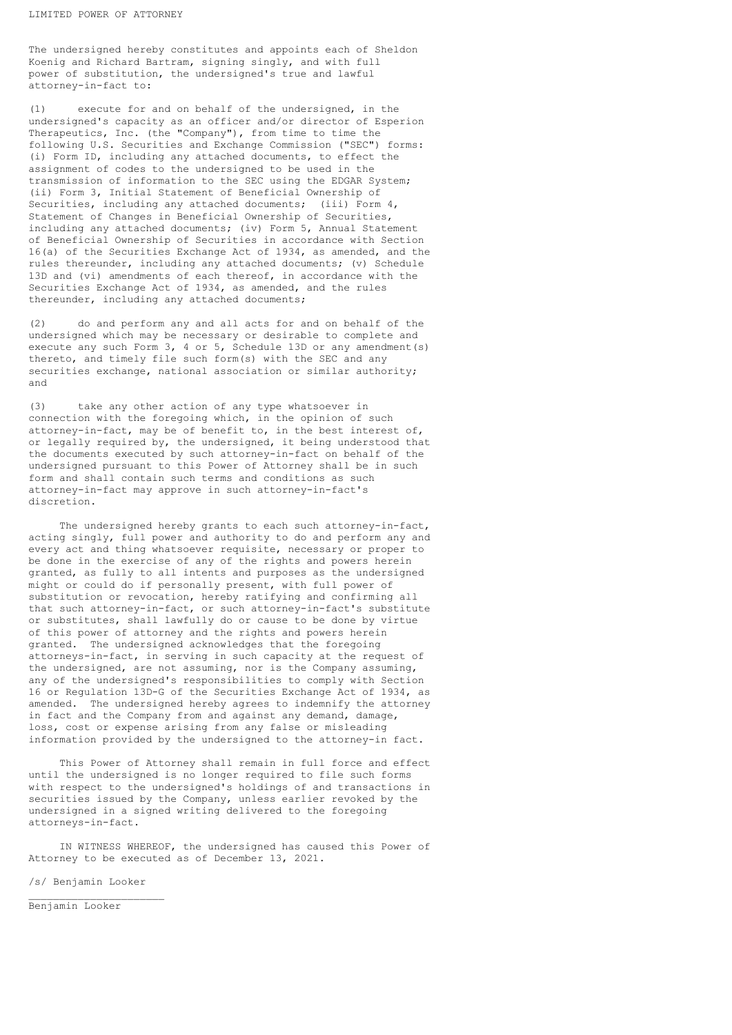LIMITED POWER OF ATTORNEY

The undersigned hereby constitutes and appoints each of Sheldon Koenig and Richard Bartram, signing singly, and with full power of substitution, the undersigned's true and lawful attorney-in-fact to:

(1) execute for and on behalf of the undersigned, in the undersigned's capacity as an officer and/or director of Esperion Therapeutics, Inc. (the "Company"), from time to time the following U.S. Securities and Exchange Commission ("SEC") forms: (i) Form ID, including any attached documents, to effect the assignment of codes to the undersigned to be used in the transmission of information to the SEC using the EDGAR System; (ii) Form 3, Initial Statement of Beneficial Ownership of Securities, including any attached documents; (iii) Form 4, Statement of Changes in Beneficial Ownership of Securities, including any attached documents; (iv) Form 5, Annual Statement of Beneficial Ownership of Securities in accordance with Section 16(a) of the Securities Exchange Act of 1934, as amended, and the rules thereunder, including any attached documents; (v) Schedule 13D and (vi) amendments of each thereof, in accordance with the Securities Exchange Act of 1934, as amended, and the rules thereunder, including any attached documents;

(2) do and perform any and all acts for and on behalf of the undersigned which may be necessary or desirable to complete and execute any such Form 3, 4 or 5, Schedule 13D or any amendment(s) thereto, and timely file such form(s) with the SEC and any securities exchange, national association or similar authority; and

(3) take any other action of any type whatsoever in connection with the foregoing which, in the opinion of such attorney-in-fact, may be of benefit to, in the best interest of, or legally required by, the undersigned, it being understood that the documents executed by such attorney-in-fact on behalf of the undersigned pursuant to this Power of Attorney shall be in such form and shall contain such terms and conditions as such attorney-in-fact may approve in such attorney-in-fact's discretion.

The undersigned hereby grants to each such attorney-in-fact, acting singly, full power and authority to do and perform any and every act and thing whatsoever requisite, necessary or proper to be done in the exercise of any of the rights and powers herein granted, as fully to all intents and purposes as the undersigned might or could do if personally present, with full power of substitution or revocation, hereby ratifying and confirming all that such attorney-in-fact, or such attorney-in-fact's substitute or substitutes, shall lawfully do or cause to be done by virtue of this power of attorney and the rights and powers herein granted. The undersigned acknowledges that the foregoing attorneys-in-fact, in serving in such capacity at the request of the undersigned, are not assuming, nor is the Company assuming, any of the undersigned's responsibilities to comply with Section 16 or Regulation 13D-G of the Securities Exchange Act of 1934, as amended. The undersigned hereby agrees to indemnify the attorney in fact and the Company from and against any demand, damage, loss, cost or expense arising from any false or misleading information provided by the undersigned to the attorney-in fact.

This Power of Attorney shall remain in full force and effect until the undersigned is no longer required to file such forms with respect to the undersigned's holdings of and transactions in securities issued by the Company, unless earlier revoked by the undersigned in a signed writing delivered to the foregoing attorneys-in-fact.

IN WITNESS WHEREOF, the undersigned has caused this Power of Attorney to be executed as of December 13, 2021.

/s/ Benjamin Looker

_____________________

Benjamin Looker